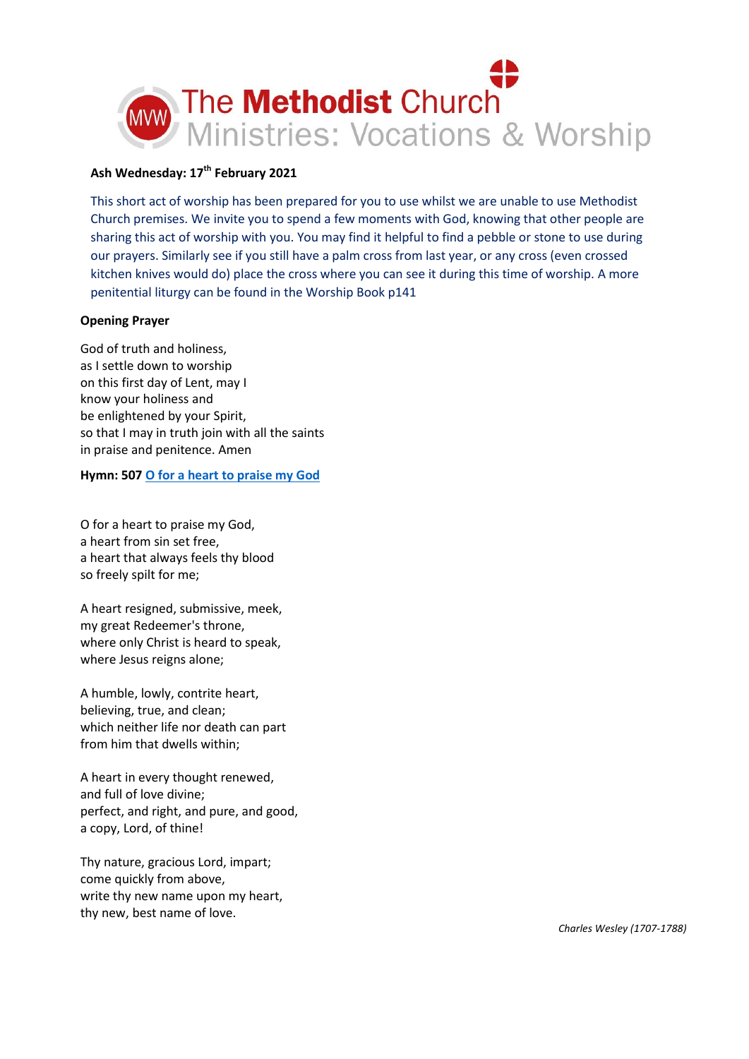# The **Methodist** Church
## Ministries: Vocations & Worship

**Ash Wednesday: 17th February 2021**

This short act of worship has been prepared for you to use whilst we are unable to use Methodist Church premises. We invite you to spend a few moments with God, knowing that other people are sharing this act of worship with you. You may find it helpful to find a pebble or stone to use during our prayers. Similarly see if you still have a palm cross from last year, or any cross (even crossed kitchen knives would do) place the cross where you can see it during this time of worship. A more penitential liturgy can be found in the Worship Book p141

**Opening Prayer**

God of truth and holiness,
as I settle down to worship
on this first day of Lent, may I
know your holiness and
be enlightened by your Spirit,
so that I may in truth join with all the saints
in praise and penitence. Amen

**Hymn: 507 O for a heart to praise my God**

O for a heart to praise my God,
a heart from sin set free,
a heart that always feels thy blood
so freely spilt for me;

A heart resigned, submissive, meek,
my great Redeemer's throne,
where only Christ is heard to speak,
where Jesus reigns alone;

A humble, lowly, contrite heart,
believing, true, and clean;
which neither life nor death can part
from him that dwells within;

A heart in every thought renewed,
and full of love divine;
perfect, and right, and pure, and good,
a copy, Lord, of thine!

Thy nature, gracious Lord, impart;
come quickly from above,
write thy new name upon my heart,
thy new, best name of love.

*Charles Wesley (1707-1788)*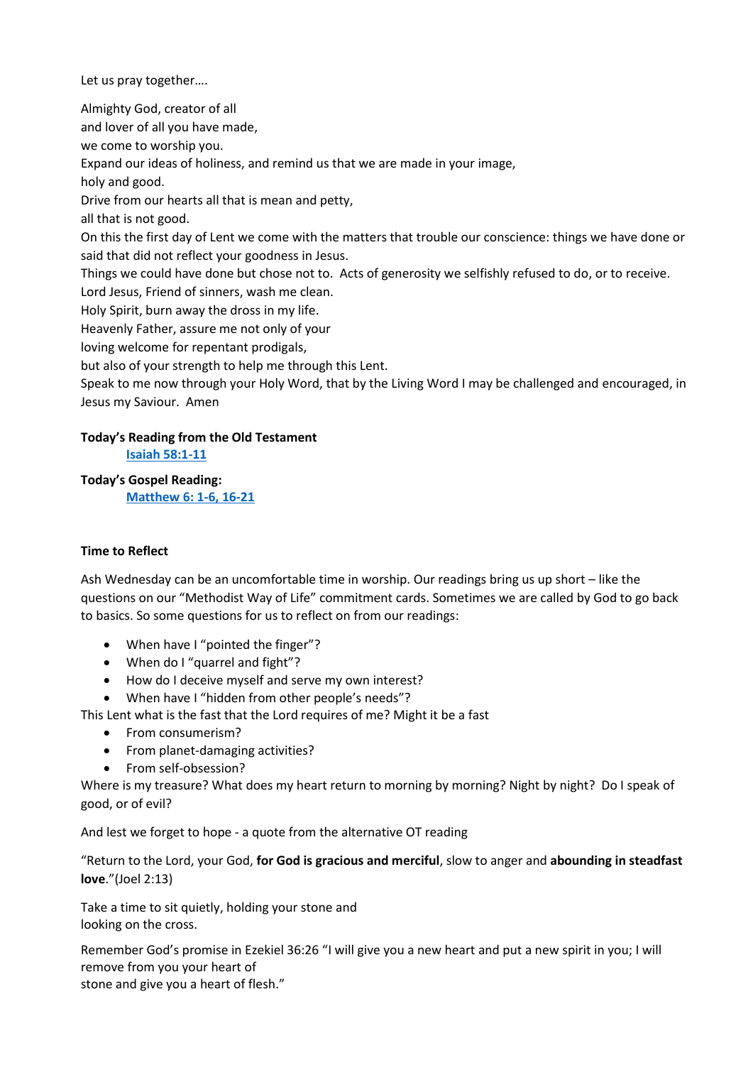Let us pray together….

Almighty God, creator of all
and lover of all you have made,
we come to worship you.
Expand our ideas of holiness, and remind us that we are made in your image,
holy and good.
Drive from our hearts all that is mean and petty,
all that is not good.
On this the first day of Lent we come with the matters that trouble our conscience: things we have done or said that did not reflect your goodness in Jesus.
Things we could have done but chose not to. Acts of generosity we selfishly refused to do, or to receive.
Lord Jesus, Friend of sinners, wash me clean.
Holy Spirit, burn away the dross in my life.
Heavenly Father, assure me not only of your
loving welcome for repentant prodigals,
but also of your strength to help me through this Lent.
Speak to me now through your Holy Word, that by the Living Word I may be challenged and encouraged, in Jesus my Saviour. Amen

**Today's Reading from the Old Testament**

**Isaiah 58:1-11**

**Today's Gospel Reading:**

**Matthew 6: 1-6, 16-21**

**Time to Reflect**

Ash Wednesday can be an uncomfortable time in worship. Our readings bring us up short – like the questions on our "Methodist Way of Life" commitment cards. Sometimes we are called by God to go back to basics. So some questions for us to reflect on from our readings:

- When have I "pointed the finger"?
- When do I "quarrel and fight"?
- How do I deceive myself and serve my own interest?
- When have I "hidden from other people's needs"?

This Lent what is the fast that the Lord requires of me? Might it be a fast

- From consumerism?
- From planet-damaging activities?
- From self-obsession?

Where is my treasure? What does my heart return to morning by morning? Night by night? Do I speak of good, or of evil?

And lest we forget to hope - a quote from the alternative OT reading

"Return to the Lord, your God, **for God is gracious and merciful**, slow to anger and **abounding in steadfast love**."(Joel 2:13)

Take a time to sit quietly, holding your stone and
looking on the cross.

Remember God's promise in Ezekiel 36:26 "I will give you a new heart and put a new spirit in you; I will remove from you your heart of
stone and give you a heart of flesh."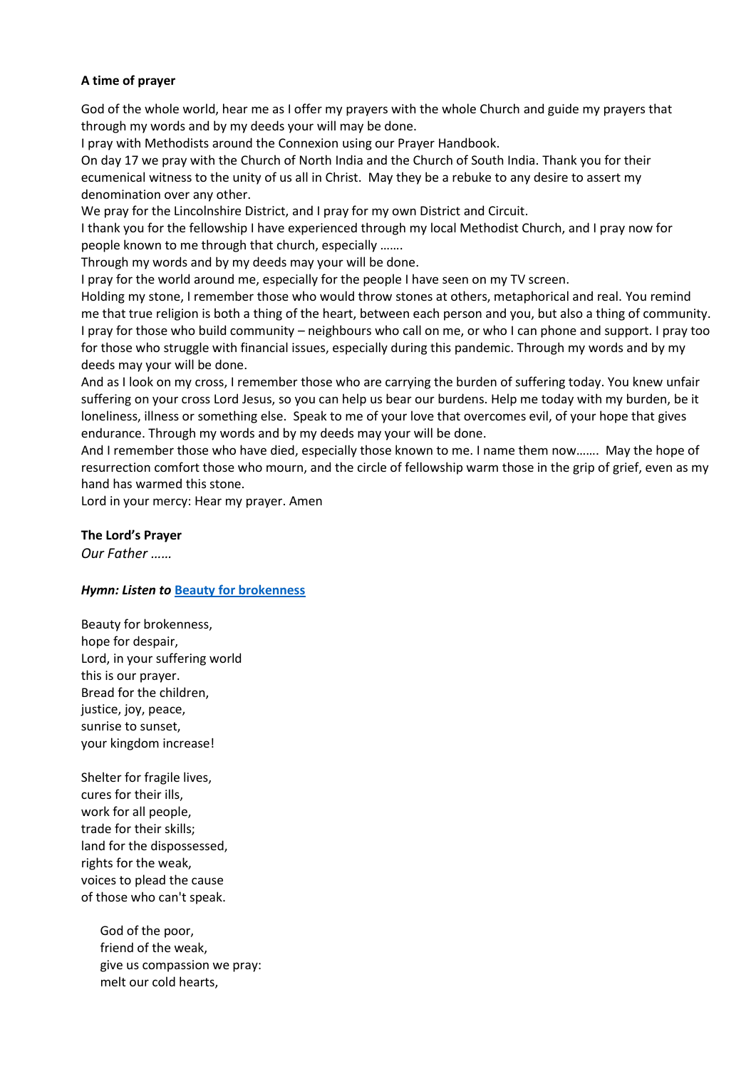**A time of prayer**

God of the whole world, hear me as I offer my prayers with the whole Church and guide my prayers that through my words and by my deeds your will may be done.
I pray with Methodists around the Connexion using our Prayer Handbook.
On day 17 we pray with the Church of North India and the Church of South India. Thank you for their ecumenical witness to the unity of us all in Christ. May they be a rebuke to any desire to assert my denomination over any other.
We pray for the Lincolnshire District, and I pray for my own District and Circuit.
I thank you for the fellowship I have experienced through my local Methodist Church, and I pray now for people known to me through that church, especially …….
Through my words and by my deeds may your will be done.
I pray for the world around me, especially for the people I have seen on my TV screen.
Holding my stone, I remember those who would throw stones at others, metaphorical and real. You remind me that true religion is both a thing of the heart, between each person and you, but also a thing of community. I pray for those who build community – neighbours who call on me, or who I can phone and support. I pray too for those who struggle with financial issues, especially during this pandemic. Through my words and by my deeds may your will be done.
And as I look on my cross, I remember those who are carrying the burden of suffering today. You knew unfair suffering on your cross Lord Jesus, so you can help us bear our burdens. Help me today with my burden, be it loneliness, illness or something else. Speak to me of your love that overcomes evil, of your hope that gives endurance. Through my words and by my deeds may your will be done.
And I remember those who have died, especially those known to me. I name them now……. May the hope of resurrection comfort those who mourn, and the circle of fellowship warm those in the grip of grief, even as my hand has warmed this stone.
Lord in your mercy: Hear my prayer. Amen

**The Lord's Prayer**
*Our Father ……*

***Hymn: Listen to* [Beauty for brokenness]**

Beauty for brokenness,
hope for despair,
Lord, in your suffering world
this is our prayer.
Bread for the children,
justice, joy, peace,
sunrise to sunset,
your kingdom increase!

Shelter for fragile lives,
cures for their ills,
work for all people,
trade for their skills;
land for the dispossessed,
rights for the weak,
voices to plead the cause
of those who can't speak.

God of the poor,
friend of the weak,
give us compassion we pray:
melt our cold hearts,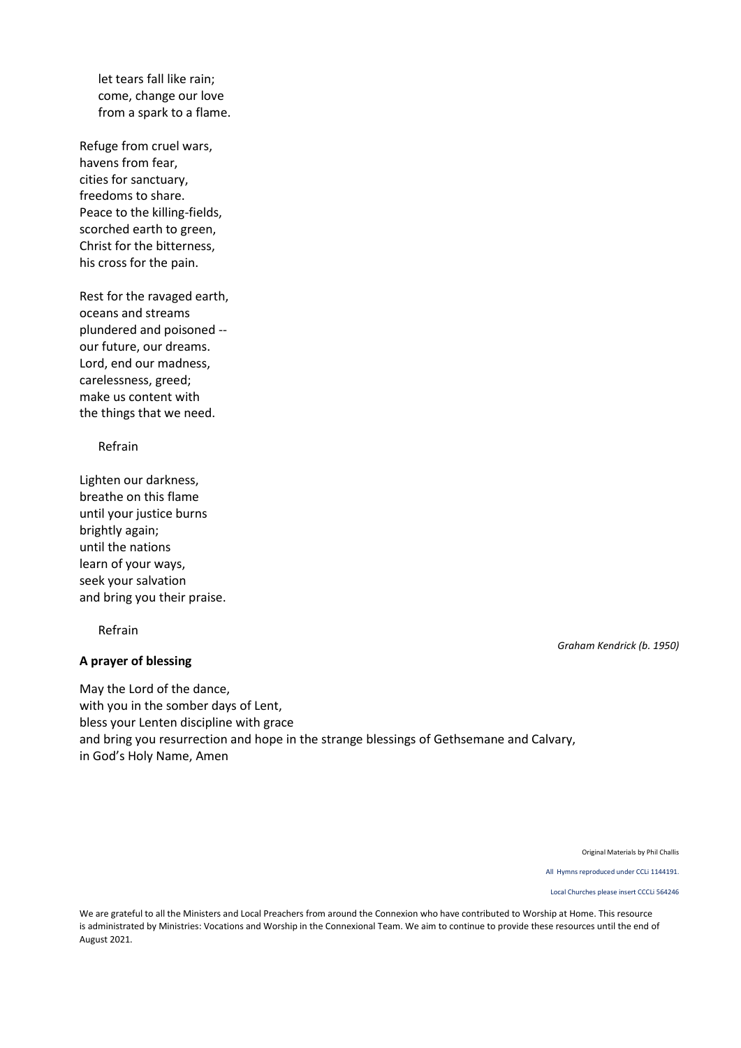let tears fall like rain;
come, change our love
from a spark to a flame.

Refuge from cruel wars,
havens from fear,
cities for sanctuary,
freedoms to share.
Peace to the killing-fields,
scorched earth to green,
Christ for the bitterness,
his cross for the pain.

Rest for the ravaged earth,
oceans and streams
plundered and poisoned --
our future, our dreams.
Lord, end our madness,
carelessness, greed;
make us content with
the things that we need.

Refrain

Lighten our darkness,
breathe on this flame
until your justice burns
brightly again;
until the nations
learn of your ways,
seek your salvation
and bring you their praise.

Refrain

*Graham Kendrick (b. 1950)*

**A prayer of blessing**

May the Lord of the dance,
with you in the somber days of Lent,
bless your Lenten discipline with grace
and bring you resurrection and hope in the strange blessings of Gethsemane and Calvary,
in God's Holy Name, Amen

Original Materials by Phil Challis

All Hymns reproduced under CCLi 1144191.

Local Churches please insert CCCLi 564246

We are grateful to all the Ministers and Local Preachers from around the Connexion who have contributed to Worship at Home. This resource is administrated by Ministries: Vocations and Worship in the Connexional Team. We aim to continue to provide these resources until the end of August 2021.